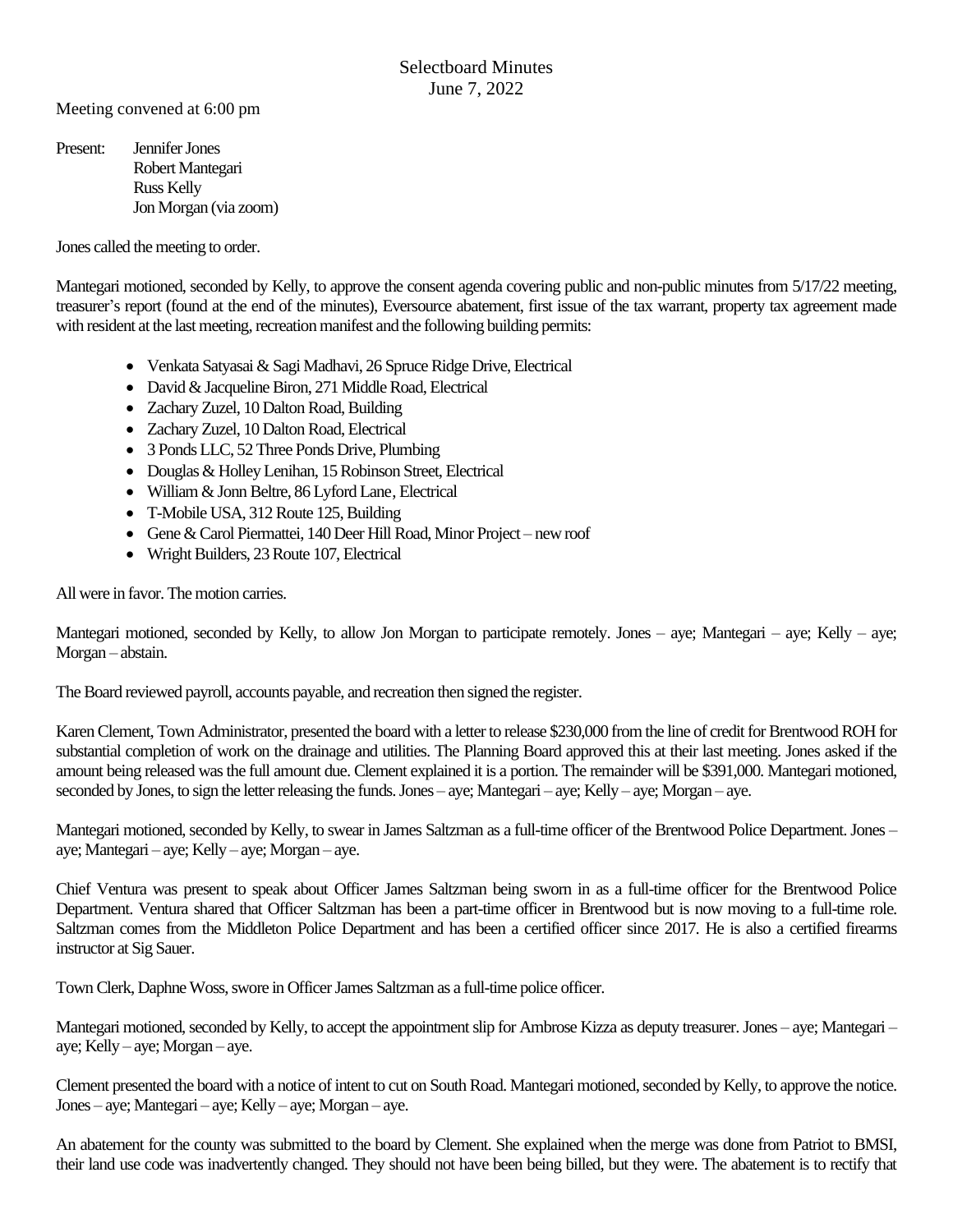# Selectboard Minutes
June 7, 2022

Meeting convened at 6:00 pm

Present: Jennifer Jones
Robert Mantegari
Russ Kelly
Jon Morgan (via zoom)

Jones called the meeting to order.

Mantegari motioned, seconded by Kelly, to approve the consent agenda covering public and non-public minutes from 5/17/22 meeting, treasurer's report (found at the end of the minutes), Eversource abatement, first issue of the tax warrant, property tax agreement made with resident at the last meeting, recreation manifest and the following building permits:

- Venkata Satyasai & Sagi Madhavi, 26 Spruce Ridge Drive, Electrical
- David & Jacqueline Biron, 271 Middle Road, Electrical
- Zachary Zuzel, 10 Dalton Road, Building
- Zachary Zuzel, 10 Dalton Road, Electrical
- 3 Ponds LLC, 52 Three Ponds Drive, Plumbing
- Douglas & Holley Lenihan, 15 Robinson Street, Electrical
- William & Jonn Beltre, 86 Lyford Lane, Electrical
- T-Mobile USA, 312 Route 125, Building
- Gene & Carol Piermattei, 140 Deer Hill Road, Minor Project – new roof
- Wright Builders, 23 Route 107, Electrical

All were in favor. The motion carries.

Mantegari motioned, seconded by Kelly, to allow Jon Morgan to participate remotely. Jones – aye; Mantegari – aye; Kelly – aye; Morgan – abstain.

The Board reviewed payroll, accounts payable, and recreation then signed the register.

Karen Clement, Town Administrator, presented the board with a letter to release $230,000 from the line of credit for Brentwood ROH for substantial completion of work on the drainage and utilities. The Planning Board approved this at their last meeting. Jones asked if the amount being released was the full amount due. Clement explained it is a portion. The remainder will be $391,000. Mantegari motioned, seconded by Jones, to sign the letter releasing the funds. Jones – aye; Mantegari – aye; Kelly – aye; Morgan – aye.

Mantegari motioned, seconded by Kelly, to swear in James Saltzman as a full-time officer of the Brentwood Police Department. Jones – aye; Mantegari – aye; Kelly – aye; Morgan – aye.

Chief Ventura was present to speak about Officer James Saltzman being sworn in as a full-time officer for the Brentwood Police Department. Ventura shared that Officer Saltzman has been a part-time officer in Brentwood but is now moving to a full-time role. Saltzman comes from the Middleton Police Department and has been a certified officer since 2017. He is also a certified firearms instructor at Sig Sauer.

Town Clerk, Daphne Woss, swore in Officer James Saltzman as a full-time police officer.

Mantegari motioned, seconded by Kelly, to accept the appointment slip for Ambrose Kizza as deputy treasurer. Jones – aye; Mantegari – aye; Kelly – aye; Morgan – aye.

Clement presented the board with a notice of intent to cut on South Road. Mantegari motioned, seconded by Kelly, to approve the notice. Jones – aye; Mantegari – aye; Kelly – aye; Morgan – aye.

An abatement for the county was submitted to the board by Clement. She explained when the merge was done from Patriot to BMSI, their land use code was inadvertently changed. They should not have been being billed, but they were. The abatement is to rectify that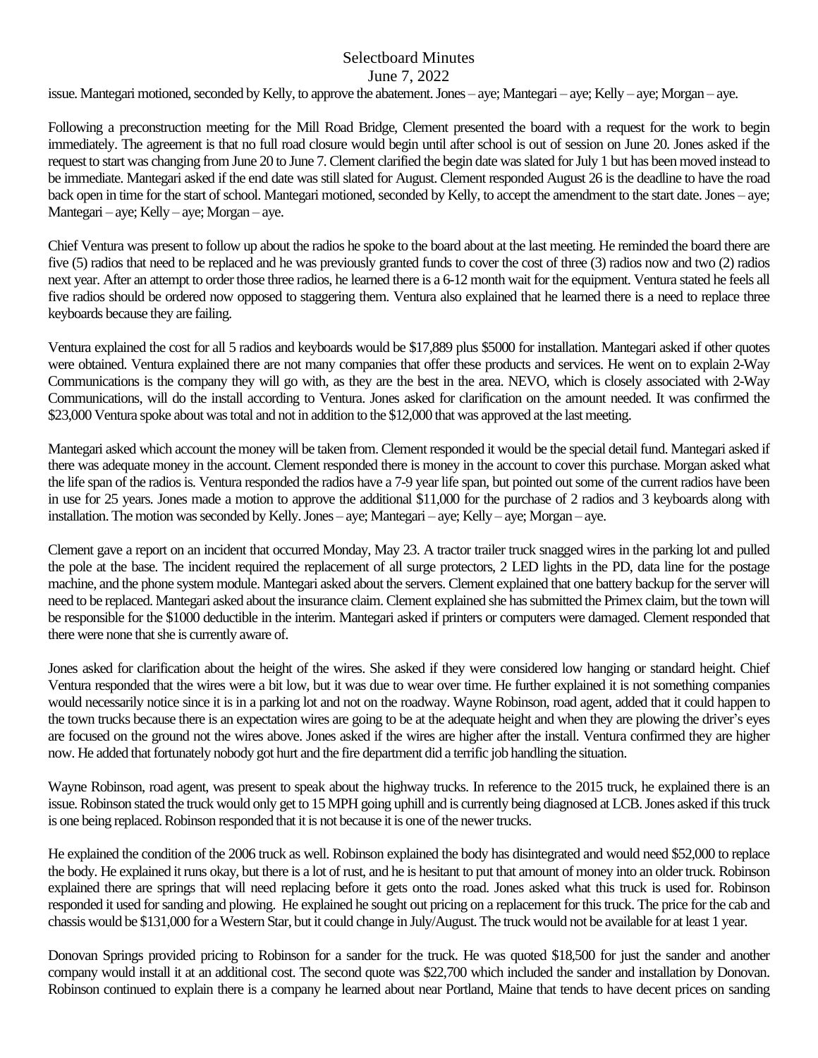issue. Mantegari motioned, seconded by Kelly, to approve the abatement. Jones – aye; Mantegari – aye; Kelly – aye; Morgan – aye.

Following a preconstruction meeting for the Mill Road Bridge, Clement presented the board with a request for the work to begin immediately. The agreement is that no full road closure would begin until after school is out of session on June 20. Jones asked if the request to start was changing from June 20 to June 7. Clement clarified the begin date was slated for July 1 but has been moved instead to be immediate. Mantegari asked if the end date was still slated for August. Clement responded August 26 is the deadline to have the road back open in time for the start of school. Mantegari motioned, seconded by Kelly, to accept the amendment to the start date. Jones – aye; Mantegari – aye; Kelly – aye; Morgan – aye.

Chief Ventura was present to follow up about the radios he spoke to the board about at the last meeting. He reminded the board there are five (5) radios that need to be replaced and he was previously granted funds to cover the cost of three (3) radios now and two (2) radios next year. After an attempt to order those three radios, he learned there is a 6-12 month wait for the equipment. Ventura stated he feels all five radios should be ordered now opposed to staggering them. Ventura also explained that he learned there is a need to replace three keyboards because they are failing.

Ventura explained the cost for all 5 radios and keyboards would be $17,889 plus $5000 for installation. Mantegari asked if other quotes were obtained. Ventura explained there are not many companies that offer these products and services. He went on to explain 2-Way Communications is the company they will go with, as they are the best in the area. NEVO, which is closely associated with 2-Way Communications, will do the install according to Ventura. Jones asked for clarification on the amount needed. It was confirmed the $23,000 Ventura spoke about was total and not in addition to the $12,000 that was approved at the last meeting.

Mantegari asked which account the money will be taken from. Clement responded it would be the special detail fund. Mantegari asked if there was adequate money in the account. Clement responded there is money in the account to cover this purchase. Morgan asked what the life span of the radios is. Ventura responded the radios have a 7-9 year life span, but pointed out some of the current radios have been in use for 25 years. Jones made a motion to approve the additional $11,000 for the purchase of 2 radios and 3 keyboards along with installation. The motion was seconded by Kelly. Jones – aye; Mantegari – aye; Kelly – aye; Morgan – aye.

Clement gave a report on an incident that occurred Monday, May 23. A tractor trailer truck snagged wires in the parking lot and pulled the pole at the base. The incident required the replacement of all surge protectors, 2 LED lights in the PD, data line for the postage machine, and the phone system module. Mantegari asked about the servers. Clement explained that one battery backup for the server will need to be replaced. Mantegari asked about the insurance claim. Clement explained she has submitted the Primex claim, but the town will be responsible for the $1000 deductible in the interim. Mantegari asked if printers or computers were damaged. Clement responded that there were none that she is currently aware of.

Jones asked for clarification about the height of the wires. She asked if they were considered low hanging or standard height. Chief Ventura responded that the wires were a bit low, but it was due to wear over time. He further explained it is not something companies would necessarily notice since it is in a parking lot and not on the roadway. Wayne Robinson, road agent, added that it could happen to the town trucks because there is an expectation wires are going to be at the adequate height and when they are plowing the driver's eyes are focused on the ground not the wires above. Jones asked if the wires are higher after the install. Ventura confirmed they are higher now. He added that fortunately nobody got hurt and the fire department did a terrific job handling the situation.

Wayne Robinson, road agent, was present to speak about the highway trucks. In reference to the 2015 truck, he explained there is an issue. Robinson stated the truck would only get to 15 MPH going uphill and is currently being diagnosed at LCB. Jones asked if this truck is one being replaced. Robinson responded that it is not because it is one of the newer trucks.

He explained the condition of the 2006 truck as well. Robinson explained the body has disintegrated and would need $52,000 to replace the body. He explained it runs okay, but there is a lot of rust, and he is hesitant to put that amount of money into an older truck. Robinson explained there are springs that will need replacing before it gets onto the road. Jones asked what this truck is used for. Robinson responded it used for sanding and plowing. He explained he sought out pricing on a replacement for this truck. The price for the cab and chassis would be $131,000 for a Western Star, but it could change in July/August. The truck would not be available for at least 1 year.

Donovan Springs provided pricing to Robinson for a sander for the truck. He was quoted $18,500 for just the sander and another company would install it at an additional cost. The second quote was $22,700 which included the sander and installation by Donovan. Robinson continued to explain there is a company he learned about near Portland, Maine that tends to have decent prices on sanding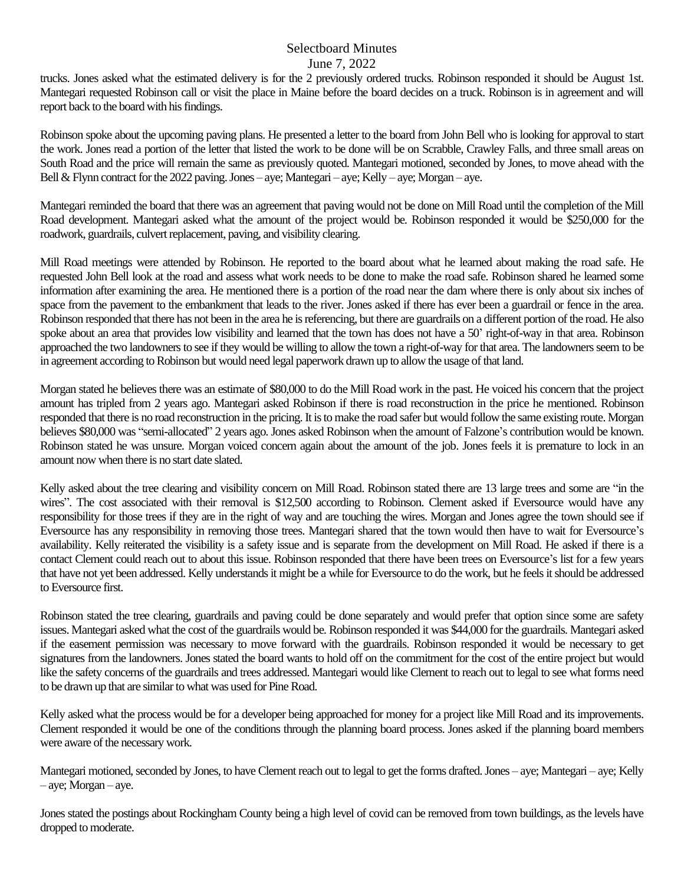trucks. Jones asked what the estimated delivery is for the 2 previously ordered trucks. Robinson responded it should be August 1st. Mantegari requested Robinson call or visit the place in Maine before the board decides on a truck. Robinson is in agreement and will report back to the board with his findings.

Robinson spoke about the upcoming paving plans. He presented a letter to the board from John Bell who is looking for approval to start the work. Jones read a portion of the letter that listed the work to be done will be on Scrabble, Crawley Falls, and three small areas on South Road and the price will remain the same as previously quoted. Mantegari motioned, seconded by Jones, to move ahead with the Bell & Flynn contract for the 2022 paving. Jones – aye; Mantegari – aye; Kelly – aye; Morgan – aye.

Mantegari reminded the board that there was an agreement that paving would not be done on Mill Road until the completion of the Mill Road development. Mantegari asked what the amount of the project would be. Robinson responded it would be $250,000 for the roadwork, guardrails, culvert replacement, paving, and visibility clearing.

Mill Road meetings were attended by Robinson. He reported to the board about what he learned about making the road safe. He requested John Bell look at the road and assess what work needs to be done to make the road safe. Robinson shared he learned some information after examining the area. He mentioned there is a portion of the road near the dam where there is only about six inches of space from the pavement to the embankment that leads to the river. Jones asked if there has ever been a guardrail or fence in the area. Robinson responded that there has not been in the area he is referencing, but there are guardrails on a different portion of the road. He also spoke about an area that provides low visibility and learned that the town has does not have a 50' right-of-way in that area. Robinson approached the two landowners to see if they would be willing to allow the town a right-of-way for that area. The landowners seem to be in agreement according to Robinson but would need legal paperwork drawn up to allow the usage of that land.

Morgan stated he believes there was an estimate of $80,000 to do the Mill Road work in the past. He voiced his concern that the project amount has tripled from 2 years ago. Mantegari asked Robinson if there is road reconstruction in the price he mentioned. Robinson responded that there is no road reconstruction in the pricing. It is to make the road safer but would follow the same existing route. Morgan believes $80,000 was "semi-allocated" 2 years ago. Jones asked Robinson when the amount of Falzone's contribution would be known. Robinson stated he was unsure. Morgan voiced concern again about the amount of the job. Jones feels it is premature to lock in an amount now when there is no start date slated.

Kelly asked about the tree clearing and visibility concern on Mill Road. Robinson stated there are 13 large trees and some are "in the wires". The cost associated with their removal is $12,500 according to Robinson. Clement asked if Eversource would have any responsibility for those trees if they are in the right of way and are touching the wires. Morgan and Jones agree the town should see if Eversource has any responsibility in removing those trees. Mantegari shared that the town would then have to wait for Eversource's availability. Kelly reiterated the visibility is a safety issue and is separate from the development on Mill Road. He asked if there is a contact Clement could reach out to about this issue. Robinson responded that there have been trees on Eversource's list for a few years that have not yet been addressed. Kelly understands it might be a while for Eversource to do the work, but he feels it should be addressed to Eversource first.

Robinson stated the tree clearing, guardrails and paving could be done separately and would prefer that option since some are safety issues. Mantegari asked what the cost of the guardrails would be. Robinson responded it was $44,000 for the guardrails. Mantegari asked if the easement permission was necessary to move forward with the guardrails. Robinson responded it would be necessary to get signatures from the landowners. Jones stated the board wants to hold off on the commitment for the cost of the entire project but would like the safety concerns of the guardrails and trees addressed. Mantegari would like Clement to reach out to legal to see what forms need to be drawn up that are similar to what was used for Pine Road.

Kelly asked what the process would be for a developer being approached for money for a project like Mill Road and its improvements. Clement responded it would be one of the conditions through the planning board process. Jones asked if the planning board members were aware of the necessary work.

Mantegari motioned, seconded by Jones, to have Clement reach out to legal to get the forms drafted. Jones – aye; Mantegari – aye; Kelly – aye; Morgan – aye.

Jones stated the postings about Rockingham County being a high level of covid can be removed from town buildings, as the levels have dropped to moderate.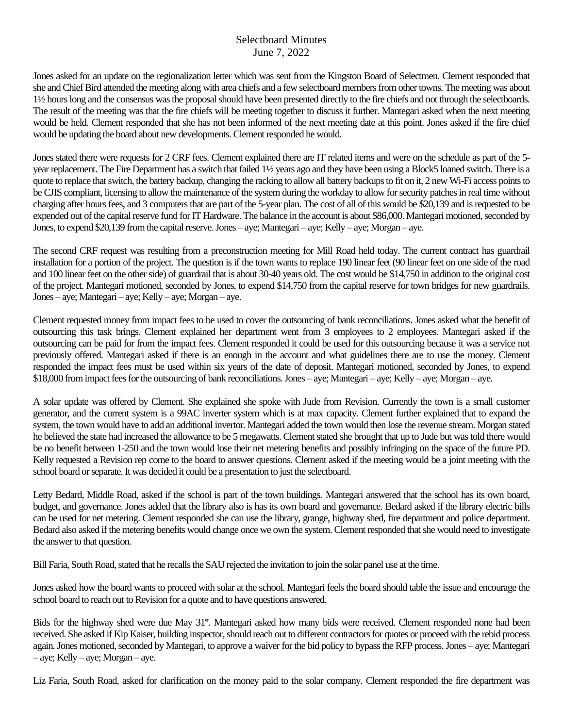Selectboard Minutes
June 7, 2022

Jones asked for an update on the regionalization letter which was sent from the Kingston Board of Selectmen. Clement responded that she and Chief Bird attended the meeting along with area chiefs and a few selectboard members from other towns. The meeting was about 1½ hours long and the consensus was the proposal should have been presented directly to the fire chiefs and not through the selectboards. The result of the meeting was that the fire chiefs will be meeting together to discuss it further. Mantegari asked when the next meeting would be held. Clement responded that she has not been informed of the next meeting date at this point. Jones asked if the fire chief would be updating the board about new developments. Clement responded he would.

Jones stated there were requests for 2 CRF fees. Clement explained there are IT related items and were on the schedule as part of the 5-year replacement. The Fire Department has a switch that failed 1½ years ago and they have been using a Block5 loaned switch. There is a quote to replace that switch, the battery backup, changing the racking to allow all battery backups to fit on it, 2 new Wi-Fi access points to be CJIS compliant, licensing to allow the maintenance of the system during the workday to allow for security patches in real time without charging after hours fees, and 3 computers that are part of the 5-year plan. The cost of all of this would be $20,139 and is requested to be expended out of the capital reserve fund for IT Hardware. The balance in the account is about $86,000. Mantegari motioned, seconded by Jones, to expend $20,139 from the capital reserve. Jones – aye; Mantegari – aye; Kelly – aye; Morgan – aye.

The second CRF request was resulting from a preconstruction meeting for Mill Road held today. The current contract has guardrail installation for a portion of the project. The question is if the town wants to replace 190 linear feet (90 linear feet on one side of the road and 100 linear feet on the other side) of guardrail that is about 30-40 years old. The cost would be $14,750 in addition to the original cost of the project. Mantegari motioned, seconded by Jones, to expend $14,750 from the capital reserve for town bridges for new guardrails. Jones – aye; Mantegari – aye; Kelly – aye; Morgan – aye.

Clement requested money from impact fees to be used to cover the outsourcing of bank reconciliations. Jones asked what the benefit of outsourcing this task brings. Clement explained her department went from 3 employees to 2 employees. Mantegari asked if the outsourcing can be paid for from the impact fees. Clement responded it could be used for this outsourcing because it was a service not previously offered. Mantegari asked if there is an enough in the account and what guidelines there are to use the money. Clement responded the impact fees must be used within six years of the date of deposit. Mantegari motioned, seconded by Jones, to expend $18,000 from impact fees for the outsourcing of bank reconciliations. Jones – aye; Mantegari – aye; Kelly – aye; Morgan – aye.

A solar update was offered by Clement. She explained she spoke with Jude from Revision. Currently the town is a small customer generator, and the current system is a 99AC inverter system which is at max capacity. Clement further explained that to expand the system, the town would have to add an additional invertor. Mantegari added the town would then lose the revenue stream. Morgan stated he believed the state had increased the allowance to be 5 megawatts. Clement stated she brought that up to Jude but was told there would be no benefit between 1-250 and the town would lose their net metering benefits and possibly infringing on the space of the future PD. Kelly requested a Revision rep come to the board to answer questions. Clement asked if the meeting would be a joint meeting with the school board or separate. It was decided it could be a presentation to just the selectboard.

Letty Bedard, Middle Road, asked if the school is part of the town buildings. Mantegari answered that the school has its own board, budget, and governance. Jones added that the library also is has its own board and governance. Bedard asked if the library electric bills can be used for net metering. Clement responded she can use the library, grange, highway shed, fire department and police department. Bedard also asked if the metering benefits would change once we own the system. Clement responded that she would need to investigate the answer to that question.

Bill Faria, South Road, stated that he recalls the SAU rejected the invitation to join the solar panel use at the time.

Jones asked how the board wants to proceed with solar at the school. Mantegari feels the board should table the issue and encourage the school board to reach out to Revision for a quote and to have questions answered.

Bids for the highway shed were due May 31st. Mantegari asked how many bids were received. Clement responded none had been received. She asked if Kip Kaiser, building inspector, should reach out to different contractors for quotes or proceed with the rebid process again. Jones motioned, seconded by Mantegari, to approve a waiver for the bid policy to bypass the RFP process. Jones – aye; Mantegari – aye; Kelly – aye; Morgan – aye.

Liz Faria, South Road, asked for clarification on the money paid to the solar company. Clement responded the fire department was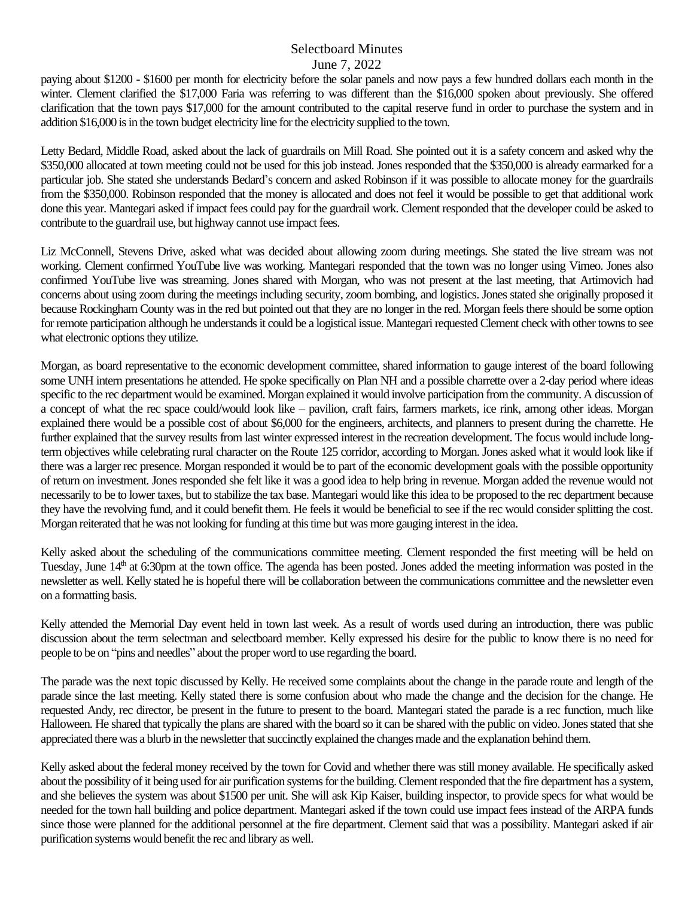paying about $1200 - $1600 per month for electricity before the solar panels and now pays a few hundred dollars each month in the winter. Clement clarified the $17,000 Faria was referring to was different than the $16,000 spoken about previously. She offered clarification that the town pays $17,000 for the amount contributed to the capital reserve fund in order to purchase the system and in addition $16,000 is in the town budget electricity line for the electricity supplied to the town.

Letty Bedard, Middle Road, asked about the lack of guardrails on Mill Road. She pointed out it is a safety concern and asked why the $350,000 allocated at town meeting could not be used for this job instead. Jones responded that the $350,000 is already earmarked for a particular job. She stated she understands Bedard's concern and asked Robinson if it was possible to allocate money for the guardrails from the $350,000. Robinson responded that the money is allocated and does not feel it would be possible to get that additional work done this year. Mantegari asked if impact fees could pay for the guardrail work. Clement responded that the developer could be asked to contribute to the guardrail use, but highway cannot use impact fees.

Liz McConnell, Stevens Drive, asked what was decided about allowing zoom during meetings. She stated the live stream was not working. Clement confirmed YouTube live was working. Mantegari responded that the town was no longer using Vimeo. Jones also confirmed YouTube live was streaming. Jones shared with Morgan, who was not present at the last meeting, that Artimovich had concerns about using zoom during the meetings including security, zoom bombing, and logistics. Jones stated she originally proposed it because Rockingham County was in the red but pointed out that they are no longer in the red. Morgan feels there should be some option for remote participation although he understands it could be a logistical issue. Mantegari requested Clement check with other towns to see what electronic options they utilize.

Morgan, as board representative to the economic development committee, shared information to gauge interest of the board following some UNH intern presentations he attended. He spoke specifically on Plan NH and a possible charrette over a 2-day period where ideas specific to the rec department would be examined. Morgan explained it would involve participation from the community. A discussion of a concept of what the rec space could/would look like – pavilion, craft fairs, farmers markets, ice rink, among other ideas. Morgan explained there would be a possible cost of about $6,000 for the engineers, architects, and planners to present during the charrette. He further explained that the survey results from last winter expressed interest in the recreation development. The focus would include long-term objectives while celebrating rural character on the Route 125 corridor, according to Morgan. Jones asked what it would look like if there was a larger rec presence. Morgan responded it would be to part of the economic development goals with the possible opportunity of return on investment. Jones responded she felt like it was a good idea to help bring in revenue. Morgan added the revenue would not necessarily to be to lower taxes, but to stabilize the tax base. Mantegari would like this idea to be proposed to the rec department because they have the revolving fund, and it could benefit them. He feels it would be beneficial to see if the rec would consider splitting the cost. Morgan reiterated that he was not looking for funding at this time but was more gauging interest in the idea.

Kelly asked about the scheduling of the communications committee meeting. Clement responded the first meeting will be held on Tuesday, June 14th at 6:30pm at the town office. The agenda has been posted. Jones added the meeting information was posted in the newsletter as well. Kelly stated he is hopeful there will be collaboration between the communications committee and the newsletter even on a formatting basis.

Kelly attended the Memorial Day event held in town last week. As a result of words used during an introduction, there was public discussion about the term selectman and selectboard member. Kelly expressed his desire for the public to know there is no need for people to be on "pins and needles" about the proper word to use regarding the board.

The parade was the next topic discussed by Kelly. He received some complaints about the change in the parade route and length of the parade since the last meeting. Kelly stated there is some confusion about who made the change and the decision for the change. He requested Andy, rec director, be present in the future to present to the board. Mantegari stated the parade is a rec function, much like Halloween. He shared that typically the plans are shared with the board so it can be shared with the public on video. Jones stated that she appreciated there was a blurb in the newsletter that succinctly explained the changes made and the explanation behind them.

Kelly asked about the federal money received by the town for Covid and whether there was still money available. He specifically asked about the possibility of it being used for air purification systems for the building. Clement responded that the fire department has a system, and she believes the system was about $1500 per unit. She will ask Kip Kaiser, building inspector, to provide specs for what would be needed for the town hall building and police department. Mantegari asked if the town could use impact fees instead of the ARPA funds since those were planned for the additional personnel at the fire department. Clement said that was a possibility. Mantegari asked if air purification systems would benefit the rec and library as well.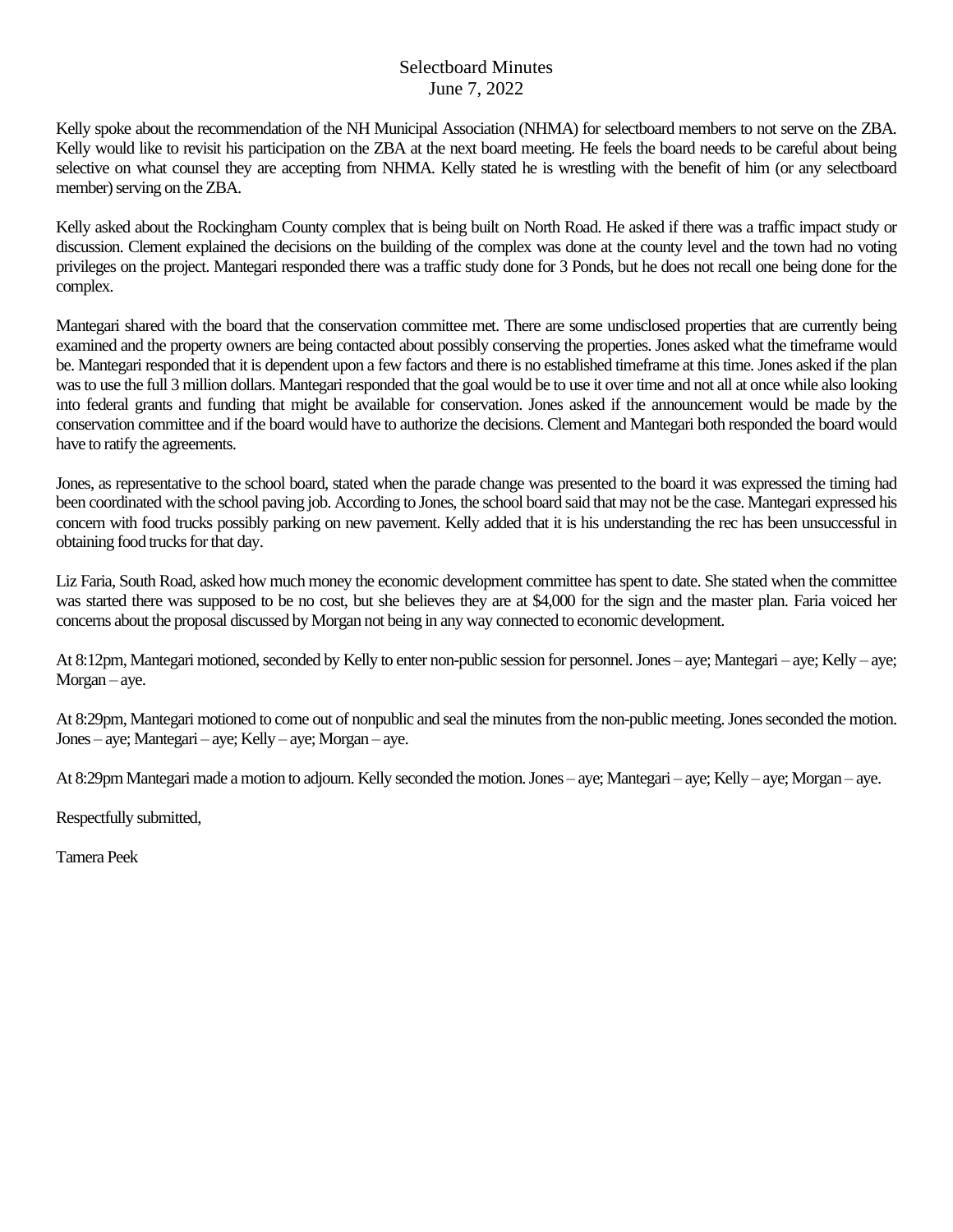Selectboard Minutes
June 7, 2022

Kelly spoke about the recommendation of the NH Municipal Association (NHMA) for selectboard members to not serve on the ZBA. Kelly would like to revisit his participation on the ZBA at the next board meeting. He feels the board needs to be careful about being selective on what counsel they are accepting from NHMA. Kelly stated he is wrestling with the benefit of him (or any selectboard member) serving on the ZBA.

Kelly asked about the Rockingham County complex that is being built on North Road. He asked if there was a traffic impact study or discussion. Clement explained the decisions on the building of the complex was done at the county level and the town had no voting privileges on the project. Mantegari responded there was a traffic study done for 3 Ponds, but he does not recall one being done for the complex.

Mantegari shared with the board that the conservation committee met. There are some undisclosed properties that are currently being examined and the property owners are being contacted about possibly conserving the properties. Jones asked what the timeframe would be. Mantegari responded that it is dependent upon a few factors and there is no established timeframe at this time. Jones asked if the plan was to use the full 3 million dollars. Mantegari responded that the goal would be to use it over time and not all at once while also looking into federal grants and funding that might be available for conservation. Jones asked if the announcement would be made by the conservation committee and if the board would have to authorize the decisions. Clement and Mantegari both responded the board would have to ratify the agreements.

Jones, as representative to the school board, stated when the parade change was presented to the board it was expressed the timing had been coordinated with the school paving job. According to Jones, the school board said that may not be the case. Mantegari expressed his concern with food trucks possibly parking on new pavement. Kelly added that it is his understanding the rec has been unsuccessful in obtaining food trucks for that day.

Liz Faria, South Road, asked how much money the economic development committee has spent to date. She stated when the committee was started there was supposed to be no cost, but she believes they are at $4,000 for the sign and the master plan. Faria voiced her concerns about the proposal discussed by Morgan not being in any way connected to economic development.

At 8:12pm, Mantegari motioned, seconded by Kelly to enter non-public session for personnel. Jones – aye; Mantegari – aye; Kelly – aye; Morgan – aye.

At 8:29pm, Mantegari motioned to come out of nonpublic and seal the minutes from the non-public meeting. Jones seconded the motion. Jones – aye; Mantegari – aye; Kelly – aye; Morgan – aye.

At 8:29pm Mantegari made a motion to adjourn. Kelly seconded the motion. Jones – aye; Mantegari – aye; Kelly – aye; Morgan – aye.

Respectfully submitted,

Tamera Peek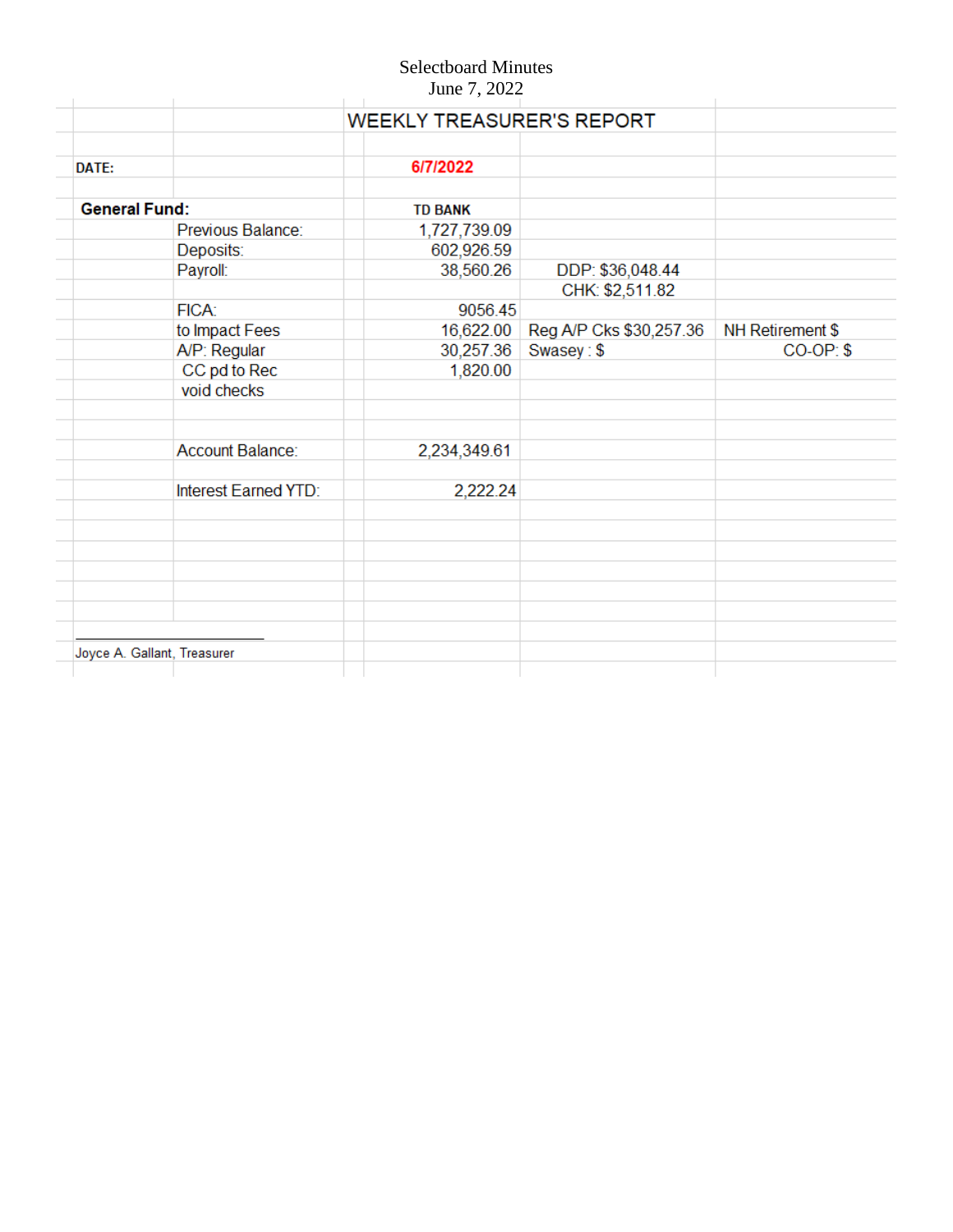Selectboard Minutes
June 7, 2022

# WEEKLY TREASURER'S REPORT

| | | | | |
|---|---|---|---|---|
| **DATE:** | | **6/7/2022** | | |
| **General Fund:** | | **TD BANK** | | |
| | Previous Balance: | 1,727,739.09 | | |
| | Deposits: | 602,926.59 | | |
| | Payroll: | 38,560.26 | DDP: $36,048.44 | |
| | | | CHK: $2,511.82 | |
| | FICA: | 9056.45 | | |
| | to Impact Fees | 16,622.00 | Reg A/P Cks $30,257.36 | NH Retirement $ |
| | A/P: Regular | 30,257.36 | Swasey : $ | CO-OP: $ |
| | CC pd to Rec | 1,820.00 | | |
| | void checks | | | |
| | Account Balance: | 2,234,349.61 | | |
| | Interest Earned YTD: | 2,222.24 | | |

\_\_\_\_\_\_\_\_\_\_\_\_\_\_\_\_\_\_\_\_\_\_\_\_\_\_

Joyce A. Gallant, Treasurer